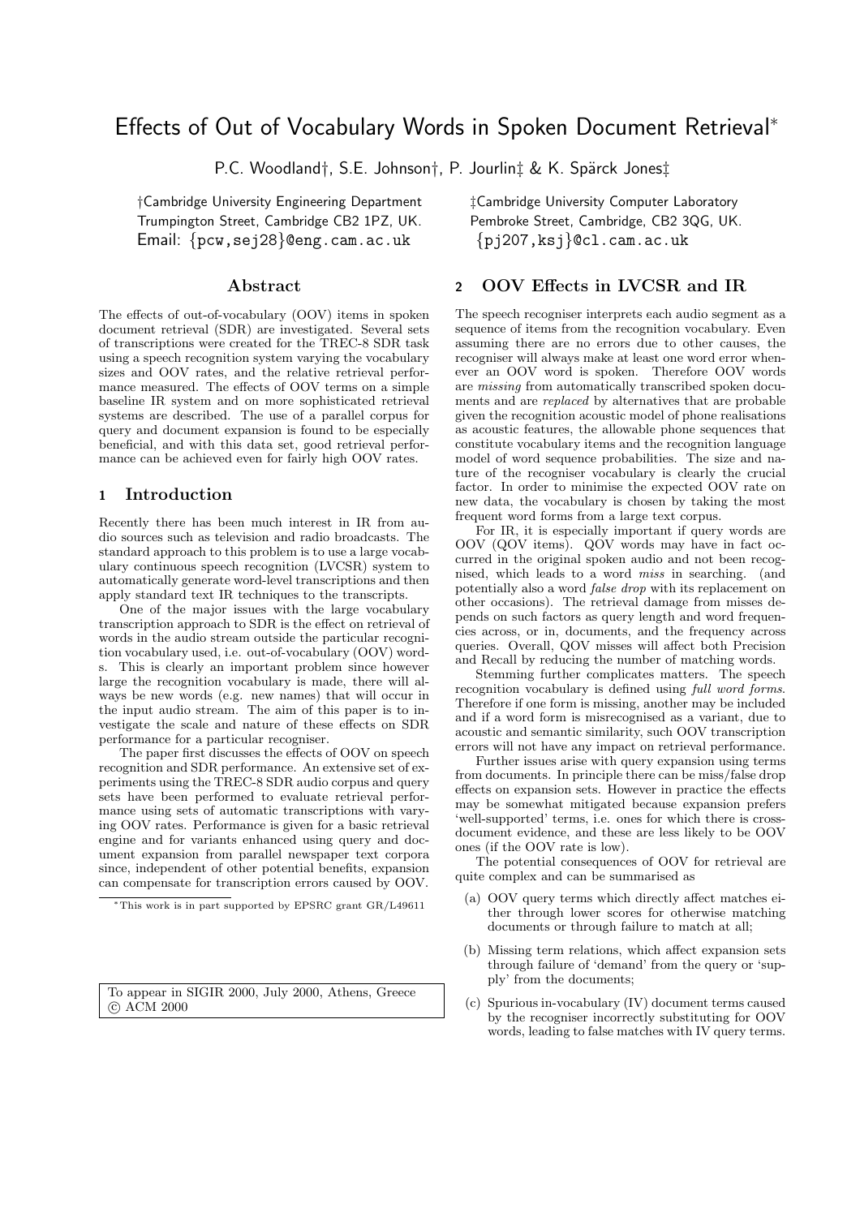# Effects of Out of Vocabulary Words in Spoken Document Retrieval*

P.C. Woodland†, S.E. Johnson†, P. Jourlin‡ & K. Spärck Jones‡

†Cambridge University Engineering Department
Trumpington Street, Cambridge CB2 1PZ, UK.
Email: {pcw,sej28}@eng.cam.ac.uk

‡Cambridge University Computer Laboratory
Pembroke Street, Cambridge, CB2 3QG, UK.
{pj207,ksj}@cl.cam.ac.uk

## Abstract

The effects of out-of-vocabulary (OOV) items in spoken document retrieval (SDR) are investigated. Several sets of transcriptions were created for the TREC-8 SDR task using a speech recognition system varying the vocabulary sizes and OOV rates, and the relative retrieval performance measured. The effects of OOV terms on a simple baseline IR system and on more sophisticated retrieval systems are described. The use of a parallel corpus for query and document expansion is found to be especially beneficial, and with this data set, good retrieval performance can be achieved even for fairly high OOV rates.

## 1 Introduction

Recently there has been much interest in IR from audio sources such as television and radio broadcasts. The standard approach to this problem is to use a large vocabulary continuous speech recognition (LVCSR) system to automatically generate word-level transcriptions and then apply standard text IR techniques to the transcripts.

One of the major issues with the large vocabulary transcription approach to SDR is the effect on retrieval of words in the audio stream outside the particular recognition vocabulary used, i.e. out-of-vocabulary (OOV) words. This is clearly an important problem since however large the recognition vocabulary is made, there will always be new words (e.g. new names) that will occur in the input audio stream. The aim of this paper is to investigate the scale and nature of these effects on SDR performance for a particular recogniser.

The paper first discusses the effects of OOV on speech recognition and SDR performance. An extensive set of experiments using the TREC-8 SDR audio corpus and query sets have been performed to evaluate retrieval performance using sets of automatic transcriptions with varying OOV rates. Performance is given for a basic retrieval engine and for variants enhanced using query and document expansion from parallel newspaper text corpora since, independent of other potential benefits, expansion can compensate for transcription errors caused by OOV.

*This work is in part supported by EPSRC grant GR/L49611

To appear in SIGIR 2000, July 2000, Athens, Greece
© ACM 2000

## 2 OOV Effects in LVCSR and IR

The speech recogniser interprets each audio segment as a sequence of items from the recognition vocabulary. Even assuming there are no errors due to other causes, the recogniser will always make at least one word error whenever an OOV word is spoken. Therefore OOV words are *missing* from automatically transcribed spoken documents and are *replaced* by alternatives that are probable given the recognition acoustic model of phone realisations as acoustic features, the allowable phone sequences that constitute vocabulary items and the recognition language model of word sequence probabilities. The size and nature of the recogniser vocabulary is clearly the crucial factor. In order to minimise the expected OOV rate on new data, the vocabulary is chosen by taking the most frequent word forms from a large text corpus.

For IR, it is especially important if query words are OOV (QOV items). QOV words may have in fact occurred in the original spoken audio and not been recognised, which leads to a word *miss* in searching. (and potentially also a word *false drop* with its replacement on other occasions). The retrieval damage from misses depends on such factors as query length and word frequencies across, or in, documents, and the frequency across queries. Overall, QOV misses will affect both Precision and Recall by reducing the number of matching words.

Stemming further complicates matters. The speech recognition vocabulary is defined using *full word forms*. Therefore if one form is missing, another may be included and if a word form is misrecognised as a variant, due to acoustic and semantic similarity, such OOV transcription errors will not have any impact on retrieval performance.

Further issues arise with query expansion using terms from documents. In principle there can be miss/false drop effects on expansion sets. However in practice the effects may be somewhat mitigated because expansion prefers 'well-supported' terms, i.e. ones for which there is cross-document evidence, and these are less likely to be OOV ones (if the OOV rate is low).

The potential consequences of OOV for retrieval are quite complex and can be summarised as

(a) OOV query terms which directly affect matches either through lower scores for otherwise matching documents or through failure to match at all;

(b) Missing term relations, which affect expansion sets through failure of 'demand' from the query or 'supply' from the documents;

(c) Spurious in-vocabulary (IV) document terms caused by the recogniser incorrectly substituting for OOV words, leading to false matches with IV query terms.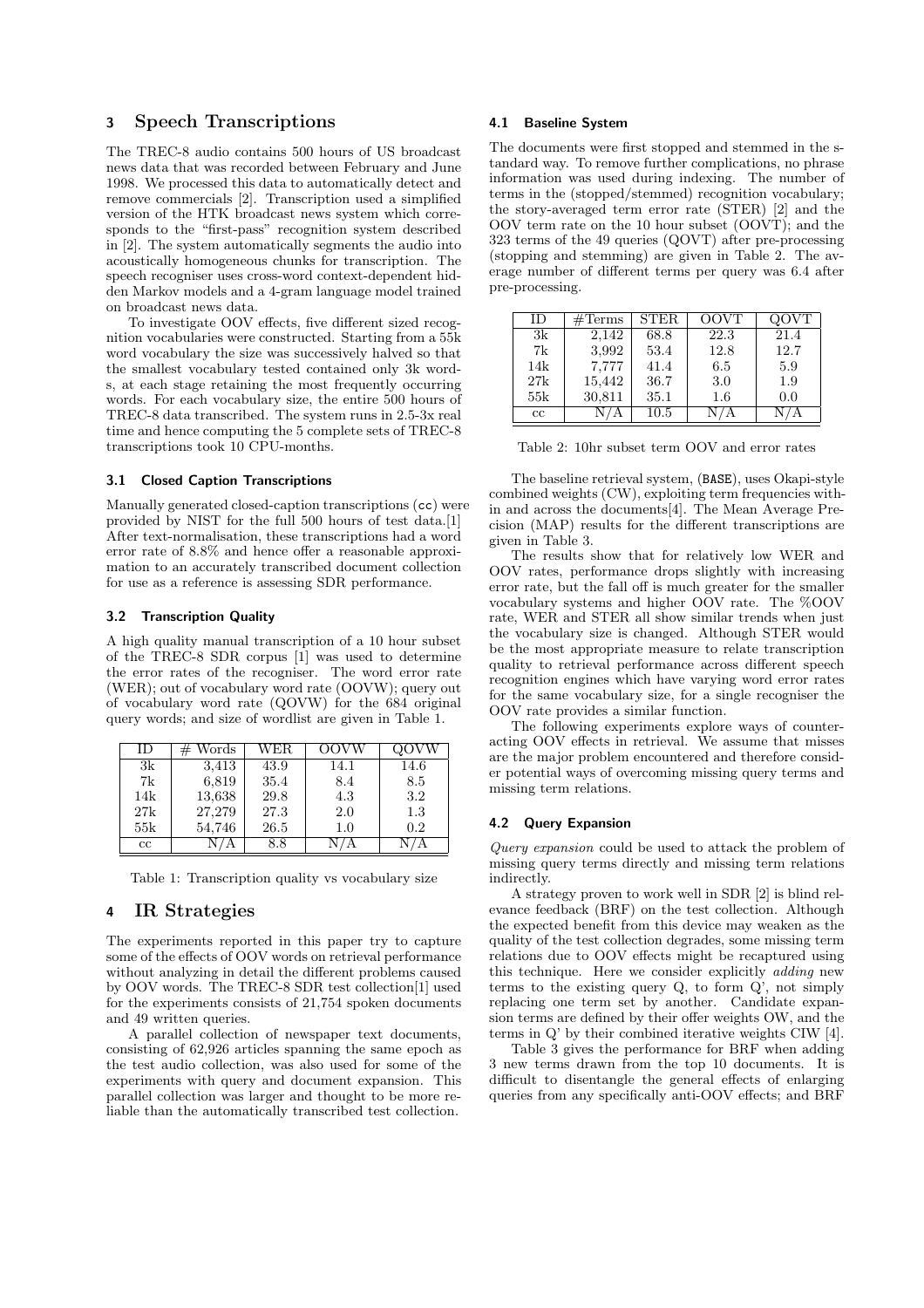## 3 Speech Transcriptions

The TREC-8 audio contains 500 hours of US broadcast news data that was recorded between February and June 1998. We processed this data to automatically detect and remove commercials [2]. Transcription used a simplified version of the HTK broadcast news system which corresponds to the "first-pass" recognition system described in [2]. The system automatically segments the audio into acoustically homogeneous chunks for transcription. The speech recogniser uses cross-word context-dependent hidden Markov models and a 4-gram language model trained on broadcast news data.

To investigate OOV effects, five different sized recognition vocabularies were constructed. Starting from a 55k word vocabulary the size was successively halved so that the smallest vocabulary tested contained only 3k words, at each stage retaining the most frequently occurring words. For each vocabulary size, the entire 500 hours of TREC-8 data transcribed. The system runs in 2.5-3x real time and hence computing the 5 complete sets of TREC-8 transcriptions took 10 CPU-months.

### 3.1 Closed Caption Transcriptions

Manually generated closed-caption transcriptions (cc) were provided by NIST for the full 500 hours of test data.[1] After text-normalisation, these transcriptions had a word error rate of 8.8% and hence offer a reasonable approximation to an accurately transcribed document collection for use as a reference is assessing SDR performance.

### 3.2 Transcription Quality

A high quality manual transcription of a 10 hour subset of the TREC-8 SDR corpus [1] was used to determine the error rates of the recogniser. The word error rate (WER); out of vocabulary word rate (OOVW); query out of vocabulary word rate (QOVW) for the 684 original query words; and size of wordlist are given in Table 1.

| ID | # Words | WER | OOVW | QOVW |
|---|---|---|---|---|
| 3k | 3,413 | 43.9 | 14.1 | 14.6 |
| 7k | 6,819 | 35.4 | 8.4 | 8.5 |
| 14k | 13,638 | 29.8 | 4.3 | 3.2 |
| 27k | 27,279 | 27.3 | 2.0 | 1.3 |
| 55k | 54,746 | 26.5 | 1.0 | 0.2 |
| cc | N/A | 8.8 | N/A | N/A |

Table 1: Transcription quality vs vocabulary size

## 4 IR Strategies

The experiments reported in this paper try to capture some of the effects of OOV words on retrieval performance without analyzing in detail the different problems caused by OOV words. The TREC-8 SDR test collection[1] used for the experiments consists of 21,754 spoken documents and 49 written queries.

A parallel collection of newspaper text documents, consisting of 62,926 articles spanning the same epoch as the test audio collection, was also used for some of the experiments with query and document expansion. This parallel collection was larger and thought to be more reliable than the automatically transcribed test collection.

### 4.1 Baseline System

The documents were first stopped and stemmed in the standard way. To remove further complications, no phrase information was used during indexing. The number of terms in the (stopped/stemmed) recognition vocabulary; the story-averaged term error rate (STER) [2] and the OOV term rate on the 10 hour subset (OOVT); and the 323 terms of the 49 queries (QOVT) after pre-processing (stopping and stemming) are given in Table 2. The average number of different terms per query was 6.4 after pre-processing.

| ID | #Terms | STER | OOVT | QOVT |
|---|---|---|---|---|
| 3k | 2,142 | 68.8 | 22.3 | 21.4 |
| 7k | 3,992 | 53.4 | 12.8 | 12.7 |
| 14k | 7,777 | 41.4 | 6.5 | 5.9 |
| 27k | 15,442 | 36.7 | 3.0 | 1.9 |
| 55k | 30,811 | 35.1 | 1.6 | 0.0 |
| cc | N/A | 10.5 | N/A | N/A |

Table 2: 10hr subset term OOV and error rates

The baseline retrieval system, (BASE), uses Okapi-style combined weights (CW), exploiting term frequencies within and across the documents[4]. The Mean Average Precision (MAP) results for the different transcriptions are given in Table 3.

The results show that for relatively low WER and OOV rates, performance drops slightly with increasing error rate, but the fall off is much greater for the smaller vocabulary systems and higher OOV rate. The %OOV rate, WER and STER all show similar trends when just the vocabulary size is changed. Although STER would be the most appropriate measure to relate transcription quality to retrieval performance across different speech recognition engines which have varying word error rates for the same vocabulary size, for a single recogniser the OOV rate provides a similar function.

The following experiments explore ways of counteracting OOV effects in retrieval. We assume that misses are the major problem encountered and therefore consider potential ways of overcoming missing query terms and missing term relations.

### 4.2 Query Expansion

*Query expansion* could be used to attack the problem of missing query terms directly and missing term relations indirectly.

A strategy proven to work well in SDR [2] is blind relevance feedback (BRF) on the test collection. Although the expected benefit from this device may weaken as the quality of the test collection degrades, some missing term relations due to OOV effects might be recaptured using this technique. Here we consider explicitly *adding* new terms to the existing query Q, to form Q', not simply replacing one term set by another. Candidate expansion terms are defined by their offer weights OW, and the terms in Q' by their combined iterative weights CIW [4].

Table 3 gives the performance for BRF when adding 3 new terms drawn from the top 10 documents. It is difficult to disentangle the general effects of enlarging queries from any specifically anti-OOV effects; and BRF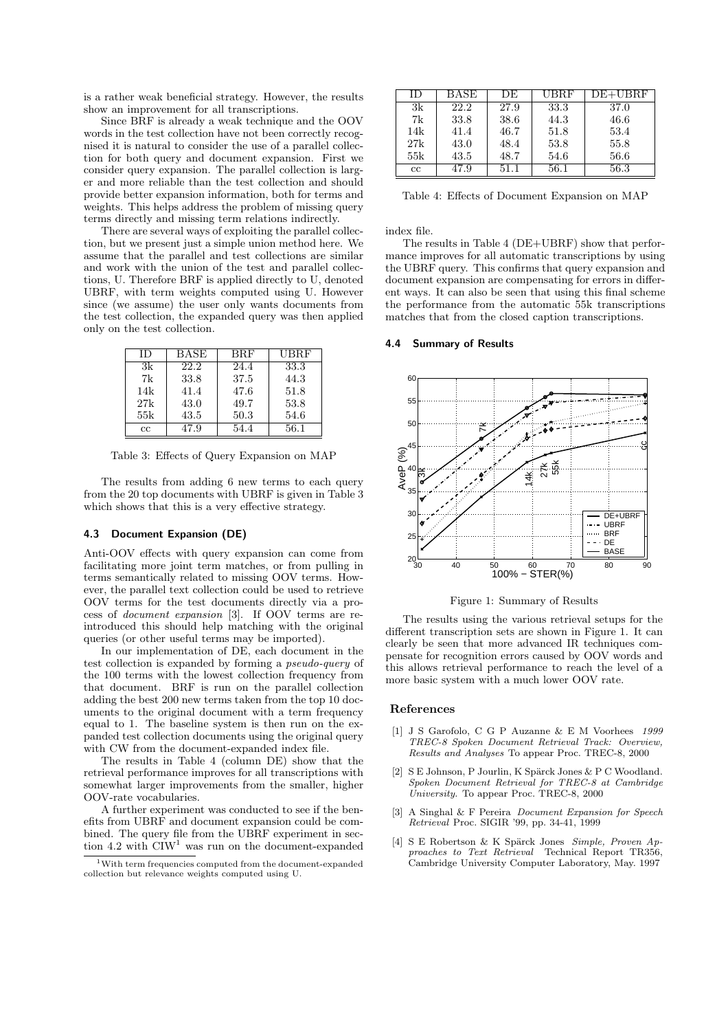is a rather weak beneficial strategy. However, the results show an improvement for all transcriptions.

Since BRF is already a weak technique and the OOV words in the test collection have not been correctly recognised it is natural to consider the use of a parallel collection for both query and document expansion. First we consider query expansion. The parallel collection is larger and more reliable than the test collection and should provide better expansion information, both for terms and weights. This helps address the problem of missing query terms directly and missing term relations indirectly.

There are several ways of exploiting the parallel collection, but we present just a simple union method here. We assume that the parallel and test collections are similar and work with the union of the test and parallel collections, U. Therefore BRF is applied directly to U, denoted UBRF, with term weights computed using U. However since (we assume) the user only wants documents from the test collection, the expanded query was then applied only on the test collection.

| ID | BASE | BRF | UBRF |
|---|---|---|---|
| 3k | 22.2 | 24.4 | 33.3 |
| 7k | 33.8 | 37.5 | 44.3 |
| 14k | 41.4 | 47.6 | 51.8 |
| 27k | 43.0 | 49.7 | 53.8 |
| 55k | 43.5 | 50.3 | 54.6 |
| cc | 47.9 | 54.4 | 56.1 |

Table 3: Effects of Query Expansion on MAP

The results from adding 6 new terms to each query from the 20 top documents with UBRF is given in Table 3 which shows that this is a very effective strategy.

### 4.3 Document Expansion (DE)

Anti-OOV effects with query expansion can come from facilitating more joint term matches, or from pulling in terms semantically related to missing OOV terms. However, the parallel text collection could be used to retrieve OOV terms for the test documents directly via a process of *document expansion* [3]. If OOV terms are reintroduced this should help matching with the original queries (or other useful terms may be imported).

In our implementation of DE, each document in the test collection is expanded by forming a *pseudo-query* of the 100 terms with the lowest collection frequency from that document. BRF is run on the parallel collection adding the best 200 new terms taken from the top 10 documents to the original document with a term frequency equal to 1. The baseline system is then run on the expanded test collection documents using the original query with CW from the document-expanded index file.

The results in Table 4 (column DE) show that the retrieval performance improves for all transcriptions with somewhat larger improvements from the smaller, higher OOV-rate vocabularies.

A further experiment was conducted to see if the benefits from UBRF and document expansion could be combined. The query file from the UBRF experiment in section 4.2 with CIW[1] was run on the document-expanded index file.

[1] With term frequencies computed from the document-expanded collection but relevance weights computed using U.

| ID | BASE | DE | UBRF | DE+UBRF |
|---|---|---|---|---|
| 3k | 22.2 | 27.9 | 33.3 | 37.0 |
| 7k | 33.8 | 38.6 | 44.3 | 46.6 |
| 14k | 41.4 | 46.7 | 51.8 | 53.4 |
| 27k | 43.0 | 48.4 | 53.8 | 55.8 |
| 55k | 43.5 | 48.7 | 54.6 | 56.6 |
| cc | 47.9 | 51.1 | 56.1 | 56.3 |

Table 4: Effects of Document Expansion on MAP

The results in Table 4 (DE+UBRF) show that performance improves for all automatic transcriptions by using the UBRF query. This confirms that query expansion and document expansion are compensating for errors in different ways. It can also be seen that using this final scheme the performance from the automatic 55k transcriptions matches that from the closed caption transcriptions.

### 4.4 Summary of Results

AveP (%)
100% − STER(%)
3k
7k
14k
27k
55k
cc
DE+UBRF
UBRF
BRF
DE
BASE

Figure 1: Summary of Results

The results using the various retrieval setups for the different transcription sets are shown in Figure 1. It can clearly be seen that more advanced IR techniques compensate for recognition errors caused by OOV words and this allows retrieval performance to reach the level of a more basic system with a much lower OOV rate.

## References

[1] J S Garofolo, C G P Auzanne & E M Voorhees *1999 TREC-8 Spoken Document Retrieval Track: Overview, Results and Analyses* To appear Proc. TREC-8, 2000

[2] S E Johnson, P Jourlin, K Spärck Jones & P C Woodland. *Spoken Document Retrieval for TREC-8 at Cambridge University.* To appear Proc. TREC-8, 2000

[3] A Singhal & F Pereira *Document Expansion for Speech Retrieval* Proc. SIGIR '99, pp. 34-41, 1999

[4] S E Robertson & K Spärck Jones *Simple, Proven Approaches to Text Retrieval* Technical Report TR356, Cambridge University Computer Laboratory, May. 1997